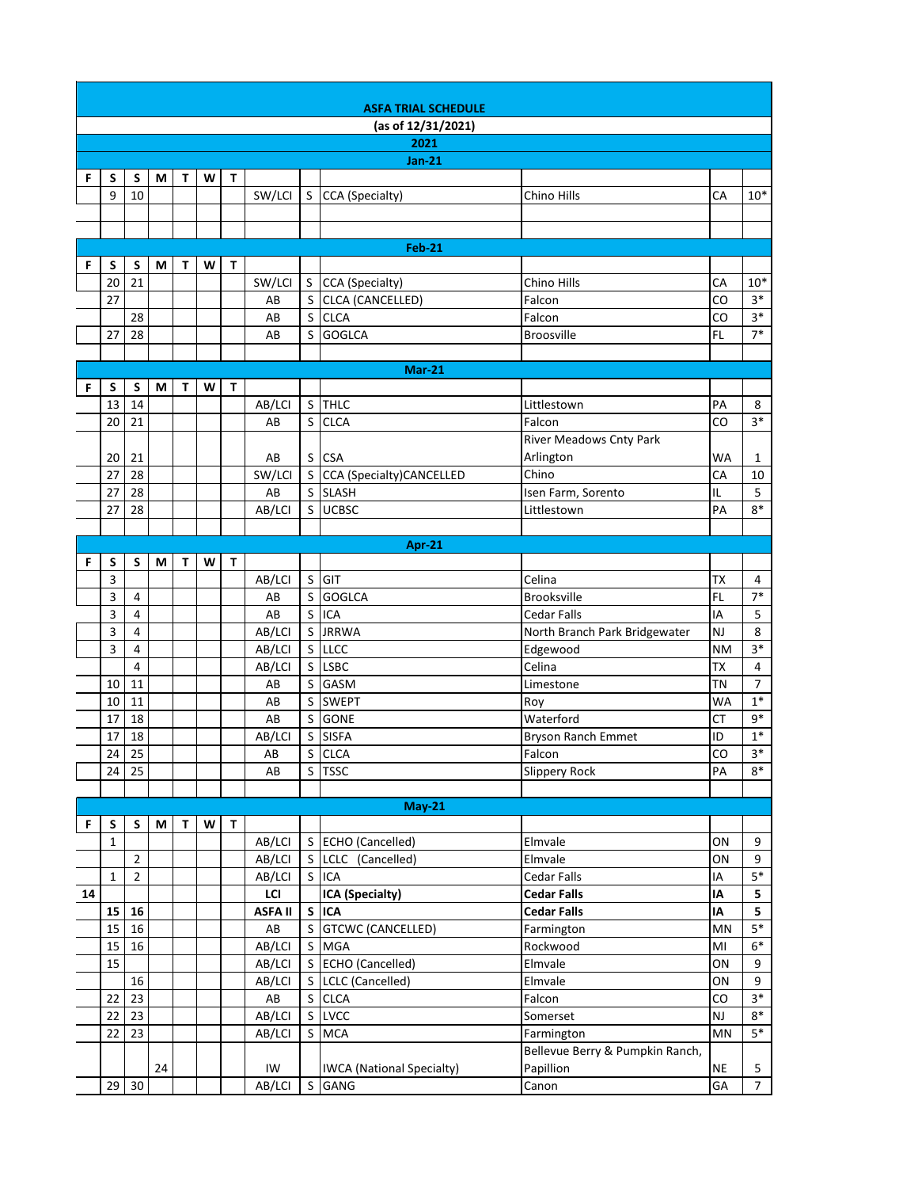# ASFA TRIAL SCHEDULE

(as of 12/31/2021)

## 2021

### Jan-21

| F | S | S | M | T | W | T | | | | | | |
|---|---|---|---|---|---|---|---|---|---|---|---|---|
| | 9 | 10 | | | | | SW/LCI | S | CCA (Specialty) | Chino Hills | CA | 10* |

### Feb-21

| F | S | S | M | T | W | T | | | | | | |
|---|---|---|---|---|---|---|---|---|---|---|---|---|
| | 20 | 21 | | | | | SW/LCI | S | CCA (Specialty) | Chino Hills | CA | 10* |
| | 27 | | | | | | AB | S | CLCA (CANCELLED) | Falcon | CO | 3* |
| | | 28 | | | | | AB | S | CLCA | Falcon | CO | 3* |
| | 27 | 28 | | | | | AB | S | GOGLCA | Broosville | FL | 7* |

### Mar-21

| F | S | S | M | T | W | T | | | | | | |
|---|---|---|---|---|---|---|---|---|---|---|---|---|
| | 13 | 14 | | | | | AB/LCI | S | THLC | Littlestown | PA | 8 |
| | 20 | 21 | | | | | AB | S | CLCA | Falcon | CO | 3* |
| | 20 | 21 | | | | | AB | S | CSA | River Meadows Cnty Park Arlington | WA | 1 |
| | 27 | 28 | | | | | SW/LCI | S | CCA (Specialty)CANCELLED | Chino | CA | 10 |
| | 27 | 28 | | | | | AB | S | SLASH | Isen Farm, Sorento | IL | 5 |
| | 27 | 28 | | | | | AB/LCI | S | UCBSC | Littlestown | PA | 8* |

### Apr-21

| F | S | S | M | T | W | T | | | | | | |
|---|---|---|---|---|---|---|---|---|---|---|---|---|
| | 3 | | | | | | AB/LCI | S | GIT | Celina | TX | 4 |
| | 3 | 4 | | | | | AB | S | GOGLCA | Brooksville | FL | 7* |
| | 3 | 4 | | | | | AB | S | ICA | Cedar Falls | IA | 5 |
| | 3 | 4 | | | | | AB/LCI | S | JRRWA | North Branch Park Bridgewater | NJ | 8 |
| | 3 | 4 | | | | | AB/LCI | S | LLCC | Edgewood | NM | 3* |
| | | 4 | | | | | AB/LCI | S | LSBC | Celina | TX | 4 |
| | 10 | 11 | | | | | AB | S | GASM | Limestone | TN | 7 |
| | 10 | 11 | | | | | AB | S | SWEPT | Roy | WA | 1* |
| | 17 | 18 | | | | | AB | S | GONE | Waterford | CT | 9* |
| | 17 | 18 | | | | | AB/LCI | S | SISFA | Bryson Ranch Emmet | ID | 1* |
| | 24 | 25 | | | | | AB | S | CLCA | Falcon | CO | 3* |
| | 24 | 25 | | | | | AB | S | TSSC | Slippery Rock | PA | 8* |

### May-21

| F | S | S | M | T | W | T | | | | | | |
|---|---|---|---|---|---|---|---|---|---|---|---|---|
| | 1 | | | | | | AB/LCI | S | ECHO (Cancelled) | Elmvale | ON | 9 |
| | | 2 | | | | | AB/LCI | S | LCLC (Cancelled) | Elmvale | ON | 9 |
| | 1 | 2 | | | | | AB/LCI | S | ICA | Cedar Falls | IA | 5* |
| **14** | | | | | | | **LCI** | | **ICA (Specialty)** | **Cedar Falls** | **IA** | **5** |
| | **15** | **16** | | | | | **ASFA II** | **S** | **ICA** | **Cedar Falls** | **IA** | **5** |
| | 15 | 16 | | | | | AB | S | GTCWC (CANCELLED) | Farmington | MN | 5* |
| | 15 | 16 | | | | | AB/LCI | S | MGA | Rockwood | MI | 6* |
| | 15 | | | | | | AB/LCI | S | ECHO (Cancelled) | Elmvale | ON | 9 |
| | | 16 | | | | | AB/LCI | S | LCLC (Cancelled) | Elmvale | ON | 9 |
| | 22 | 23 | | | | | AB | S | CLCA | Falcon | CO | 3* |
| | 22 | 23 | | | | | AB/LCI | S | LVCC | Somerset | NJ | 8* |
| | 22 | 23 | | | | | AB/LCI | S | MCA | Farmington | MN | 5* |
| | | | 24 | | | | IW | | IWCA (National Specialty) | Bellevue Berry & Pumpkin Ranch, Papillion | NE | 5 |
| | 29 | 30 | | | | | AB/LCI | S | GANG | Canon | GA | 7 |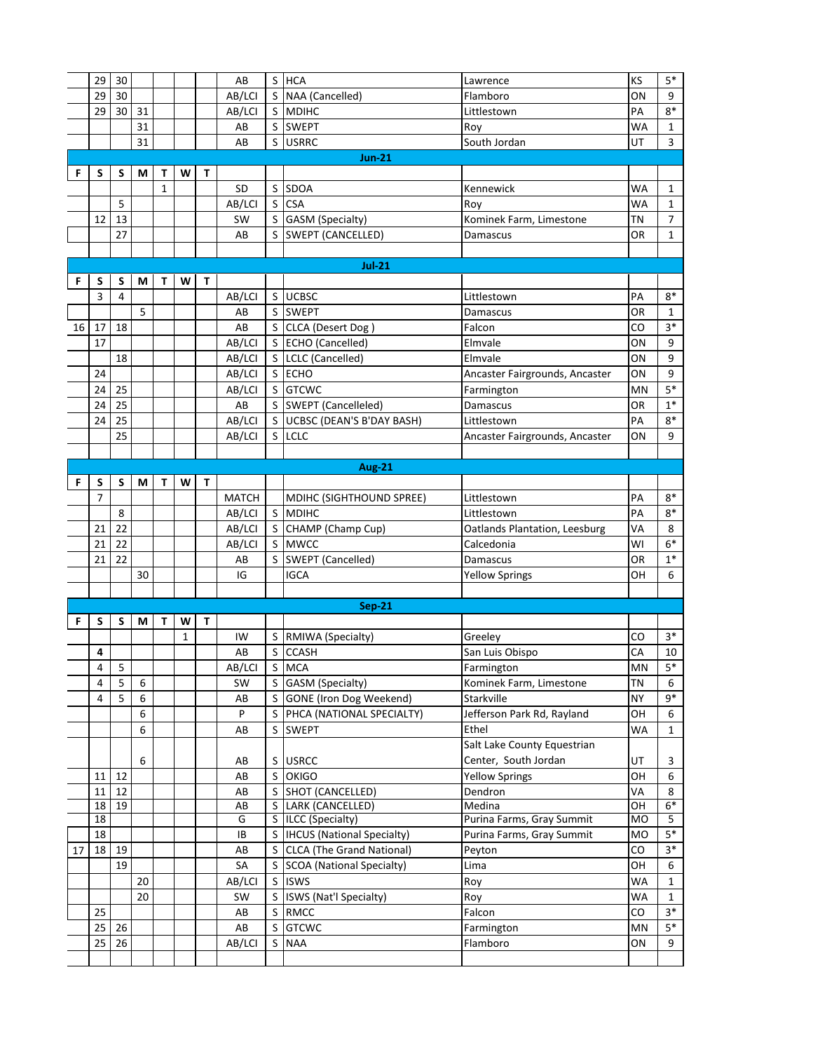|  |  |  |  |  |  |  |  |  |  |  |  |  |
|---|---|---|---|---|---|---|---|---|---|---|---|---|
|  | 29 | 30 |  |  |  |  | AB | S | HCA | Lawrence | KS | 5* |
|  | 29 | 30 |  |  |  |  | AB/LCI | S | NAA (Cancelled) | Flamboro | ON | 9 |
|  | 29 | 30 | 31 |  |  |  | AB/LCI | S | MDIHC | Littlestown | PA | 8* |
|  |  |  | 31 |  |  |  | AB | S | SWEPT | Roy | WA | 1 |
|  |  |  | 31 |  |  |  | AB | S | USRRC | South Jordan | UT | 3 |
| **Jun-21** |  |  |  |  |  |  |  |  |  |  |  |  |
| **F** | **S** | **S** | **M** | **T** | **W** | **T** |  |  |  |  |  |  |
|  |  |  |  | 1 |  |  | SD | S | SDOA | Kennewick | WA | 1 |
|  |  | 5 |  |  |  |  | AB/LCI | S | CSA | Roy | WA | 1 |
|  | 12 | 13 |  |  |  |  | SW | S | GASM (Specialty) | Kominek Farm, Limestone | TN | 7 |
|  |  | 27 |  |  |  |  | AB | S | SWEPT (CANCELLED) | Damascus | OR | 1 |
|  |  |  |  |  |  |  |  |  |  |  |  |  |
| **Jul-21** |  |  |  |  |  |  |  |  |  |  |  |  |
| **F** | **S** | **S** | **M** | **T** | **W** | **T** |  |  |  |  |  |  |
|  | 3 | 4 |  |  |  |  | AB/LCI | S | UCBSC | Littlestown | PA | 8* |
|  |  |  | 5 |  |  |  | AB | S | SWEPT | Damascus | OR | 1 |
| 16 | 17 | 18 |  |  |  |  | AB | S | CLCA (Desert Dog ) | Falcon | CO | 3* |
|  | 17 |  |  |  |  |  | AB/LCI | S | ECHO (Cancelled) | Elmvale | ON | 9 |
|  |  | 18 |  |  |  |  | AB/LCI | S | LCLC (Cancelled) | Elmvale | ON | 9 |
|  | 24 |  |  |  |  |  | AB/LCI | S | ECHO | Ancaster Fairgrounds, Ancaster | ON | 9 |
|  | 24 | 25 |  |  |  |  | AB/LCI | S | GTCWC | Farmington | MN | 5* |
|  | 24 | 25 |  |  |  |  | AB | S | SWEPT (Cancelleled) | Damascus | OR | 1* |
|  | 24 | 25 |  |  |  |  | AB/LCI | S | UCBSC (DEAN'S B'DAY BASH) | Littlestown | PA | 8* |
|  |  | 25 |  |  |  |  | AB/LCI | S | LCLC | Ancaster Fairgrounds, Ancaster | ON | 9 |
|  |  |  |  |  |  |  |  |  |  |  |  |  |
| **Aug-21** |  |  |  |  |  |  |  |  |  |  |  |  |
| **F** | **S** | **S** | **M** | **T** | **W** | **T** |  |  |  |  |  |  |
|  | 7 |  |  |  |  |  | MATCH |  | MDIHC (SIGHTHOUND SPREE) | Littlestown | PA | 8* |
|  |  | 8 |  |  |  |  | AB/LCI | S | MDIHC | Littlestown | PA | 8* |
|  | 21 | 22 |  |  |  |  | AB/LCI | S | CHAMP (Champ Cup) | Oatlands Plantation, Leesburg | VA | 8 |
|  | 21 | 22 |  |  |  |  | AB/LCI | S | MWCC | Calcedonia | WI | 6* |
|  | 21 | 22 |  |  |  |  | AB | S | SWEPT (Cancelled) | Damascus | OR | 1* |
|  |  |  | 30 |  |  |  | IG |  | IGCA | Yellow Springs | OH | 6 |
|  |  |  |  |  |  |  |  |  |  |  |  |  |
| **Sep-21** |  |  |  |  |  |  |  |  |  |  |  |  |
| **F** | **S** | **S** | **M** | **T** | **W** | **T** |  |  |  |  |  |  |
|  |  |  |  |  | 1 |  | IW | S | RMIWA (Specialty) | Greeley | CO | 3* |
|  | **4** |  |  |  |  |  | AB | S | CCASH | San Luis Obispo | CA | 10 |
|  | 4 | 5 |  |  |  |  | AB/LCI | S | MCA | Farmington | MN | 5* |
|  | 4 | 5 | 6 |  |  |  | SW | S | GASM (Specialty) | Kominek Farm, Limestone | TN | 6 |
|  | 4 | 5 | 6 |  |  |  | AB | S | GONE (Iron Dog Weekend) | Starkville | NY | 9* |
|  |  |  | 6 |  |  |  | P | S | PHCA (NATIONAL SPECIALTY) | Jefferson Park Rd, Rayland | OH | 6 |
|  |  |  | 6 |  |  |  | AB | S | SWEPT | Ethel | WA | 1 |
|  |  |  | 6 |  |  |  | AB | S | USRCC | Salt Lake County Equestrian Center, South Jordan | UT | 3 |
|  | 11 | 12 |  |  |  |  | AB | S | OKIGO | Yellow Springs | OH | 6 |
|  | 11 | 12 |  |  |  |  | AB | S | SHOT (CANCELLED) | Dendron | VA | 8 |
|  | 18 | 19 |  |  |  |  | AB | S | LARK (CANCELLED) | Medina | OH | 6* |
|  | 18 |  |  |  |  |  | G | S | ILCC (Specialty) | Purina Farms, Gray Summit | MO | 5 |
|  | 18 |  |  |  |  |  | IB | S | IHCUS (National Specialty) | Purina Farms, Gray Summit | MO | 5* |
| 17 | 18 | 19 |  |  |  |  | AB | S | CLCA (The Grand National) | Peyton | CO | 3* |
|  |  | 19 |  |  |  |  | SA | S | SCOA (National Specialty) | Lima | OH | 6 |
|  |  |  | 20 |  |  |  | AB/LCI | S | ISWS | Roy | WA | 1 |
|  |  |  | 20 |  |  |  | SW | S | ISWS (Nat'l Specialty) | Roy | WA | 1 |
|  | 25 |  |  |  |  |  | AB | S | RMCC | Falcon | CO | 3* |
|  | 25 | 26 |  |  |  |  | AB | S | GTCWC | Farmington | MN | 5* |
|  | 25 | 26 |  |  |  |  | AB/LCI | S | NAA | Flamboro | ON | 9 |
|  |  |  |  |  |  |  |  |  |  |  |  |  |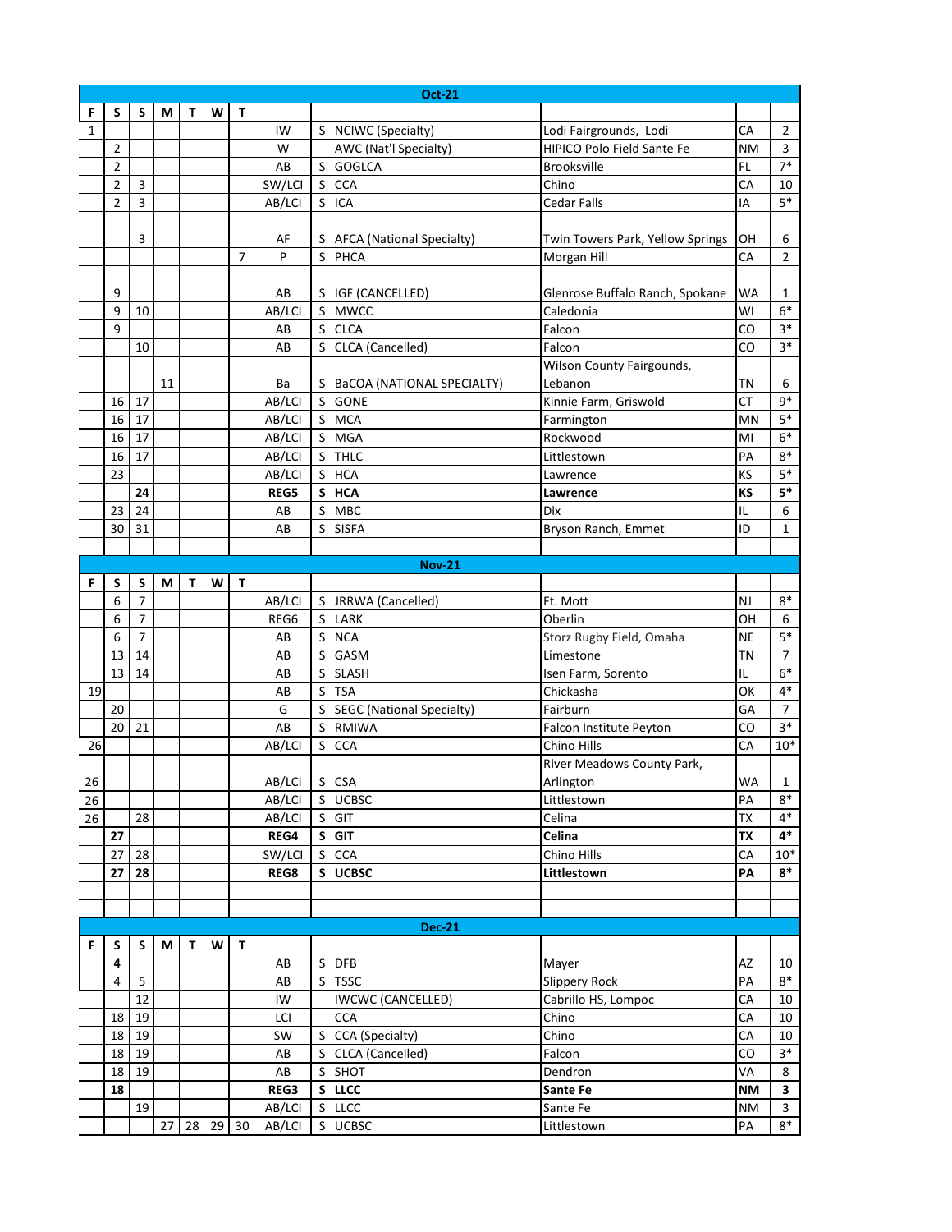| Oct-21 | | | | | | | | | | | | |
|---|---|---|---|---|---|---|---|---|---|---|---|---|
| F | S | S | M | T | W | T | | | | | | |
| 1 | | | | | | | IW | S | NCIWC (Specialty) | Lodi Fairgrounds, Lodi | CA | 2 |
| | 2 | | | | | | W | | AWC (Nat'l Specialty) | HIPICO Polo Field Sante Fe | NM | 3 |
| | 2 | | | | | | AB | S | GOGLCA | Brooksville | FL | 7* |
| | 2 | 3 | | | | | SW/LCI | S | CCA | Chino | CA | 10 |
| | 2 | 3 | | | | | AB/LCI | S | ICA | Cedar Falls | IA | 5* |
| | | 3 | | | | | AF | S | AFCA (National Specialty) | Twin Towers Park, Yellow Springs | OH | 6 |
| | | | | | | 7 | P | S | PHCA | Morgan Hill | CA | 2 |
| | 9 | | | | | | AB | S | IGF (CANCELLED) | Glenrose Buffalo Ranch, Spokane | WA | 1 |
| | 9 | 10 | | | | | AB/LCI | S | MWCC | Caledonia | WI | 6* |
| | 9 | | | | | | AB | S | CLCA | Falcon | CO | 3* |
| | | 10 | | | | | AB | S | CLCA (Cancelled) | Falcon | CO | 3* |
| | | | 11 | | | | Ba | S | BaCOA (NATIONAL SPECIALTY) | Wilson County Fairgounds, Lebanon | TN | 6 |
| | 16 | 17 | | | | | AB/LCI | S | GONE | Kinnie Farm, Griswold | CT | 9* |
| | 16 | 17 | | | | | AB/LCI | S | MCA | Farmington | MN | 5* |
| | 16 | 17 | | | | | AB/LCI | S | MGA | Rockwood | MI | 6* |
| | 16 | 17 | | | | | AB/LCI | S | THLC | Littlestown | PA | 8* |
| | 23 | | | | | | AB/LCI | S | HCA | Lawrence | KS | 5* |
| | | **24** | | | | | **REG5** | **S** | **HCA** | **Lawrence** | **KS** | **5*** |
| | 23 | 24 | | | | | AB | S | MBC | Dix | IL | 6 |
| | 30 | 31 | | | | | AB | S | SISFA | Bryson Ranch, Emmet | ID | 1 |
| **Nov-21** | | | | | | | | | | | | |
| F | S | S | M | T | W | T | | | | | | |
| | 6 | 7 | | | | | AB/LCI | S | JRRWA (Cancelled) | Ft. Mott | NJ | 8* |
| | 6 | 7 | | | | | REG6 | S | LARK | Oberlin | OH | 6 |
| | 6 | 7 | | | | | AB | S | NCA | Storz Rugby Field, Omaha | NE | 5* |
| | 13 | 14 | | | | | AB | S | GASM | Limestone | TN | 7 |
| | 13 | 14 | | | | | AB | S | SLASH | Isen Farm, Sorento | IL | 6* |
| 19 | | | | | | | AB | S | TSA | Chickasha | OK | 4* |
| | 20 | | | | | | G | S | SEGC (National Specialty) | Fairburn | GA | 7 |
| | 20 | 21 | | | | | AB | S | RMIWA | Falcon Institute Peyton | CO | 3* |
| 26 | | | | | | | AB/LCI | S | CCA | Chino Hills | CA | 10* |
| 26 | | | | | | | AB/LCI | S | CSA | River Meadows County Park, Arlington | WA | 1 |
| 26 | | | | | | | AB/LCI | S | UCBSC | Littlestown | PA | 8* |
| 26 | | 28 | | | | | AB/LCI | S | GIT | Celina | TX | 4* |
| | **27** | | | | | | **REG4** | **S** | **GIT** | **Celina** | **TX** | **4*** |
| | 27 | 28 | | | | | SW/LCI | S | CCA | Chino Hills | CA | 10* |
| | **27** | **28** | | | | | **REG8** | **S** | **UCBSC** | **Littlestown** | **PA** | **8*** |
| **Dec-21** | | | | | | | | | | | | |
| F | S | S | M | T | W | T | | | | | | |
| | **4** | | | | | | AB | S | DFB | Mayer | AZ | 10 |
| | 4 | 5 | | | | | AB | S | TSSC | Slippery Rock | PA | 8* |
| | | 12 | | | | | IW | | IWCWC (CANCELLED) | Cabrillo HS, Lompoc | CA | 10 |
| | 18 | 19 | | | | | LCI | | CCA | Chino | CA | 10 |
| | 18 | 19 | | | | | SW | S | CCA (Specialty) | Chino | CA | 10 |
| | 18 | 19 | | | | | AB | S | CLCA (Cancelled) | Falcon | CO | 3* |
| | 18 | 19 | | | | | AB | S | SHOT | Dendron | VA | 8 |
| | **18** | | | | | | **REG3** | **S** | **LLCC** | **Sante Fe** | **NM** | **3** |
| | | 19 | | | | | AB/LCI | S | LLCC | Sante Fe | NM | 3 |
| | | | 27 | 28 | 29 | 30 | AB/LCI | S | UCBSC | Littlestown | PA | 8* |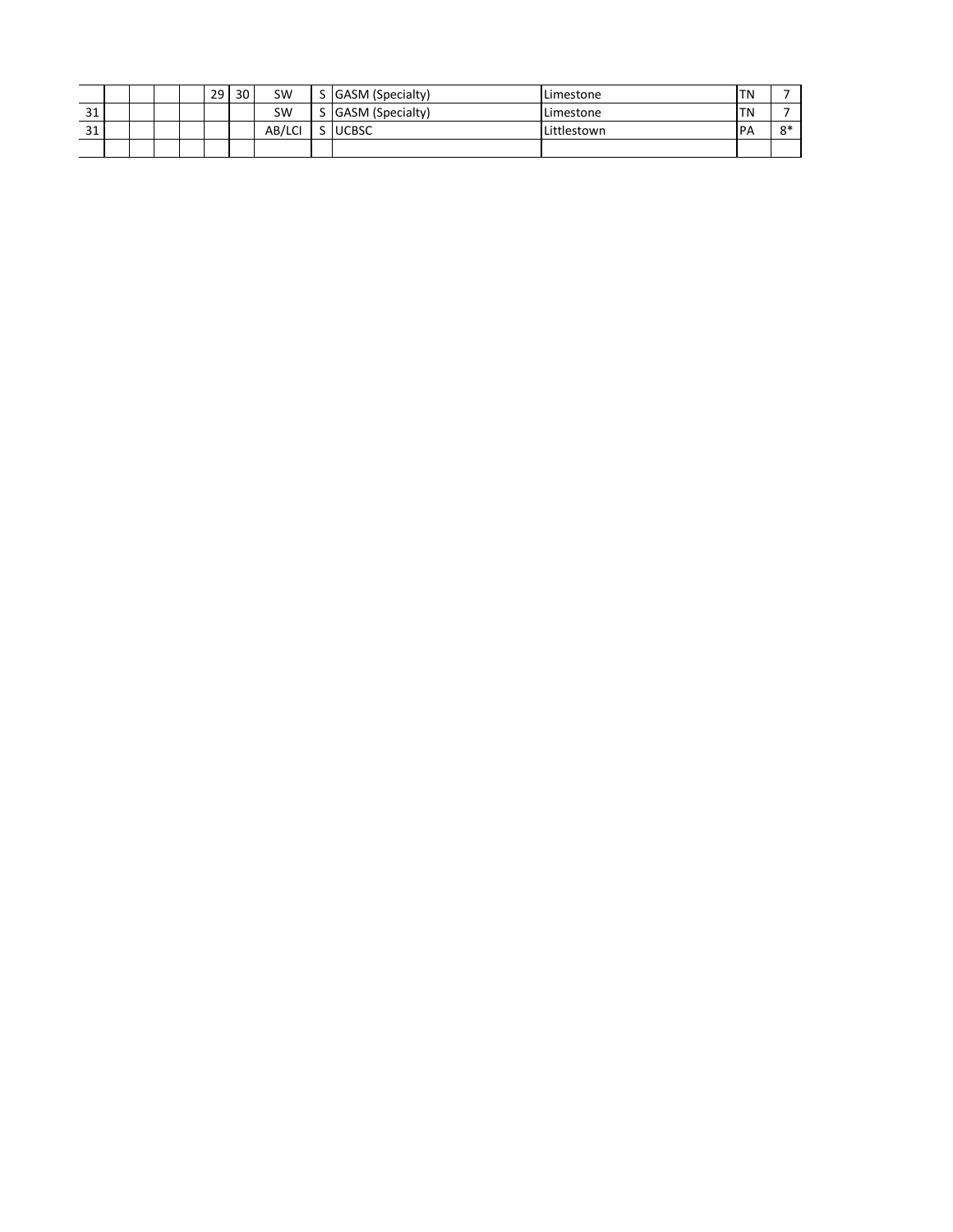| | | | | | | | | | | | |
|---|---|---|---|---|---|---|---|---|---|---|---|
| | | | | | 29 | 30 | SW | S | GASM (Specialty) | Limestone | TN | 7 |
| 31 | | | | | | | SW | S | GASM (Specialty) | Limestone | TN | 7 |
| 31 | | | | | | | AB/LCI | S | UCBSC | Littlestown | PA | 8* |
| | | | | | | | | | | | | |